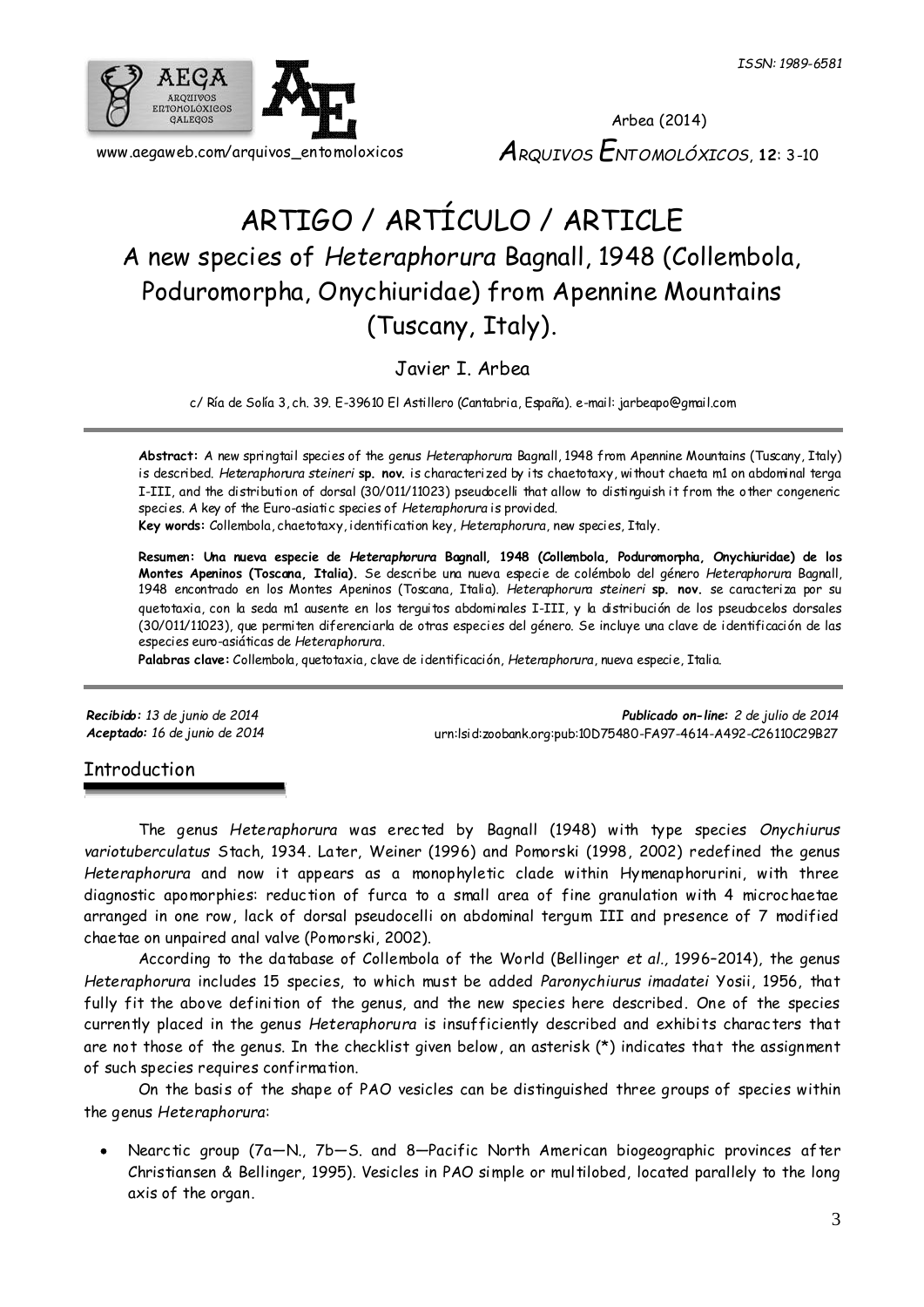ISSN: 1989-6581

www.aegaweb.com/arquivos_entomoloxicos

Arbea (2014)

*ARQUIVOS ENTOMOLÓXICOS*, **12**: 3-10

# ARTIGO / ARTÍCULO / ARTICLE

# A new species of *Heteraphorura* Bagnall, 1948 (Collembola, Poduromorpha, Onychiuridae) from Apennine Mountains (Tuscany, Italy).

Javier I. Arbea

c/ Ría de Solía 3, ch. 39. E-39610 El Astillero (Cantabria, España). e-mail: jarbeapo@gmail.com

**Abstract:** A new springtail species of the genus *Heteraphorura* Bagnall, 1948 from Apennine Mountains (Tuscany, Italy) is described. *Heteraphorura steineri* **sp. nov.** is characterized by its chaetotaxy, without chaeta m1 on abdominal terga I-III, and the distribution of dorsal (30/011/11023) pseudocelli that allow to distinguish it from the other congeneric species. A key of the Euro-asiatic species of *Heteraphorura* is provided.

**Key words:** Collembola, chaetotaxy, identification key, *Heteraphorura*, new species, Italy.

**Resumen: Una nueva especie de *Heteraphorura* Bagnall, 1948 (Collembola, Poduromorpha, Onychiuridae) de los Montes Apeninos (Toscana, Italia).** Se describe una nueva especie de colémbolo del género *Heteraphorura* Bagnall, 1948 encontrado en los Montes Apeninos (Toscana, Italia). *Heteraphorura steineri* **sp. nov.** se caracteriza por su quetotaxia, con la seda m1 ausente en los terguitos abdominales I-III, y la distribución de los pseudocelos dorsales (30/011/11023), que permiten diferenciarla de otras especies del género. Se incluye una clave de identificación de las especies euro-asiáticas de *Heteraphorura*.

**Palabras clave:** Collembola, quetotaxia, clave de identificación, *Heteraphorura*, nueva especie, Italia.

***Recibido:*** *13 de junio de 2014*
***Aceptado:*** *16 de junio de 2014*

***Publicado on-line:*** *2 de julio de 2014*
urn:lsid:zoobank.org:pub:10D75480-FA97-4614-A492-C26110C29B27

## Introduction

The genus *Heteraphorura* was erected by Bagnall (1948) with type species *Onychiurus variotuberculatus* Stach, 1934. Later, Weiner (1996) and Pomorski (1998, 2002) redefined the genus *Heteraphorura* and now it appears as a monophyletic clade within Hymenaphorurini, with three diagnostic apomorphies: reduction of furca to a small area of fine granulation with 4 microchaetae arranged in one row, lack of dorsal pseudocelli on abdominal tergum III and presence of 7 modified chaetae on unpaired anal valve (Pomorski, 2002).

According to the database of Collembola of the World (Bellinger *et al.*, 1996–2014), the genus *Heteraphorura* includes 15 species, to which must be added *Paronychiurus imadatei* Yosii, 1956, that fully fit the above definition of the genus, and the new species here described. One of the species currently placed in the genus *Heteraphorura* is insufficiently described and exhibits characters that are not those of the genus. In the checklist given below, an asterisk (*) indicates that the assignment of such species requires confirmation.

On the basis of the shape of PAO vesicles can be distinguished three groups of species within the genus *Heteraphorura*:

- Nearctic group (7a—N., 7b—S. and 8—Pacific North American biogeographic provinces after Christiansen & Bellinger, 1995). Vesicles in PAO simple or multilobed, located parallely to the long axis of the organ.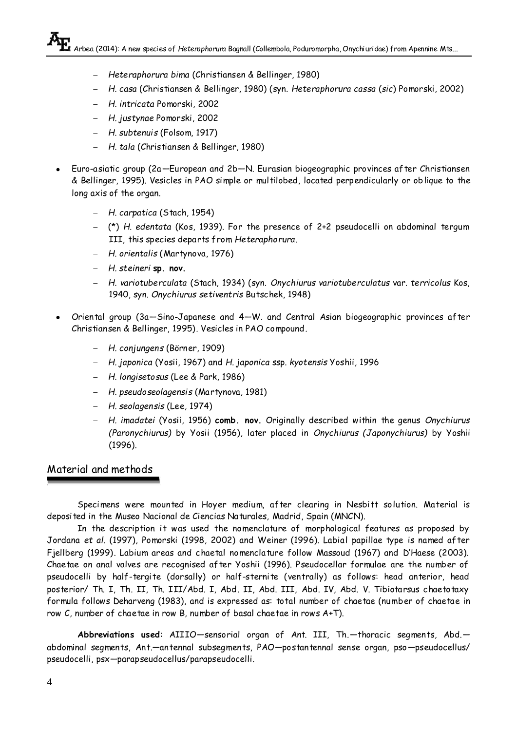- *Heteraphorura bima* (Christiansen & Bellinger, 1980)
- *H. casa* (Christiansen & Bellinger, 1980) (syn. *Heteraphorura cassa* (*sic*) Pomorski, 2002)
- *H. intricata* Pomorski, 2002
- *H. justynae* Pomorski, 2002
- *H. subtenuis* (Folsom, 1917)
- *H. tala* (Christiansen & Bellinger, 1980)

- Euro-asiatic group (2a—European and 2b—N. Eurasian biogeographic provinces after Christiansen & Bellinger, 1995). Vesicles in PAO simple or multilobed, located perpendicularly or oblique to the long axis of the organ.
  - *H. carpatica* (Stach, 1954)
  - (*) *H. edentata* (Kos, 1939). For the presence of 2+2 pseudocelli on abdominal tergum III, this species departs from *Heteraphorura*.
  - *H. orientalis* (Martynova, 1976)
  - *H. steineri* **sp. nov.**
  - *H. variotuberculata* (Stach, 1934) (syn. *Onychiurus variotuberculatus* var. *terricolus* Kos, 1940, syn. *Onychiurus setiventris* Butschek, 1948)

- Oriental group (3a—Sino-Japanese and 4—W. and Central Asian biogeographic provinces after Christiansen & Bellinger, 1995). Vesicles in PAO compound.
  - *H. conjungens* (Börner, 1909)
  - *H. japonica* (Yosii, 1967) and *H. japonica* ssp. *kyotensis* Yoshii, 1996
  - *H. longisetosus* (Lee & Park, 1986)
  - *H. pseudoseolagensis* (Martynova, 1981)
  - *H. seolagensis* (Lee, 1974)
  - *H. imadatei* (Yosii, 1956) **comb. nov.** Originally described within the genus *Onychiurus (Paronychiurus)* by Yosii (1956), later placed in *Onychiurus (Japonychiurus)* by Yoshii (1996).

## Material and methods

Specimens were mounted in Hoyer medium, after clearing in Nesbitt solution. Material is deposited in the Museo Nacional de Ciencias Naturales, Madrid, Spain (MNCN).

In the description it was used the nomenclature of morphological features as proposed by Jordana *et al*. (1997), Pomorski (1998, 2002) and Weiner (1996). Labial papillae type is named after Fjellberg (1999). Labium areas and chaetal nomenclature follow Massoud (1967) and D'Haese (2003). Chaetae on anal valves are recognised after Yoshii (1996). Pseudocellar formulae are the number of pseudocelli by half-tergite (dorsally) or half-sternite (ventrally) as follows: head anterior, head posterior/ Th. I, Th. II, Th. III/Abd. I, Abd. II, Abd. III, Abd. IV, Abd. V. Tibiotarsus chaetotaxy formula follows Deharveng (1983), and is expressed as: total number of chaetae (number of chaetae in row C, number of chaetae in row B, number of basal chaetae in rows A+T).

**Abbreviations used**: AIIIO—sensorial organ of Ant. III, Th.—thoracic segments, Abd.—abdominal segments, Ant.—antennal subsegments, PAO—postantennal sense organ, pso—pseudocellus/ pseudocelli, psx—parapseudocellus/parapseudocelli.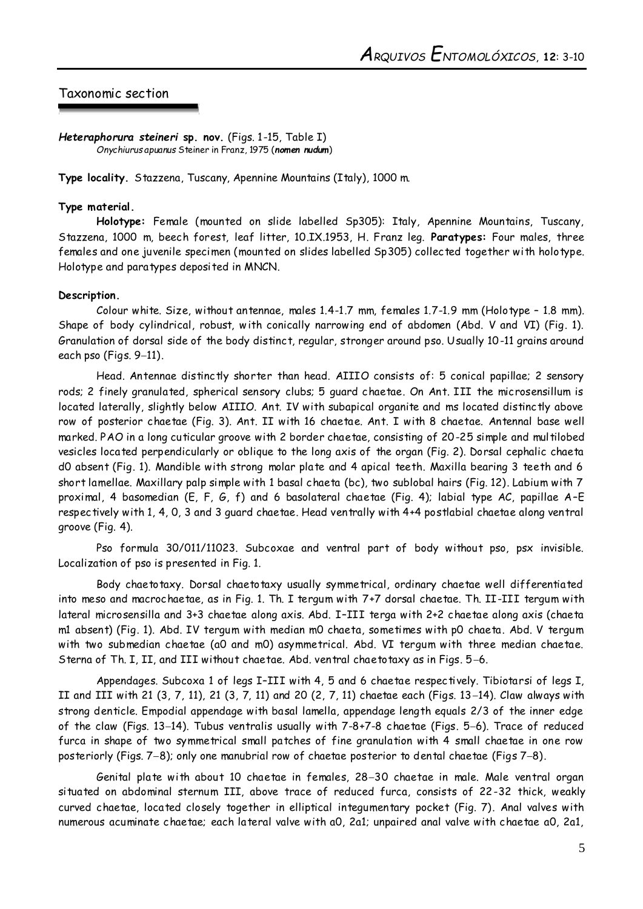## Taxonomic section

***Heteraphorura steineri*** **sp. nov.** (Figs. 1-15, Table I)
*Onychiurus apuanus* Steiner in Franz, 1975 (***nomen nudum***)

**Type locality.** Stazzena, Tuscany, Apennine Mountains (Italy), 1000 m.

**Type material.**

**Holotype:** Female (mounted on slide labelled Sp305): Italy, Apennine Mountains, Tuscany, Stazzena, 1000 m, beech forest, leaf litter, 10.IX.1953, H. Franz leg. **Paratypes:** Four males, three females and one juvenile specimen (mounted on slides labelled Sp305) collected together with holotype. Holotype and paratypes deposited in MNCN.

**Description.**

Colour white. Size, without antennae, males 1.4-1.7 mm, females 1.7-1.9 mm (Holotype – 1.8 mm). Shape of body cylindrical, robust, with conically narrowing end of abdomen (Abd. V and VI) (Fig. 1). Granulation of dorsal side of the body distinct, regular, stronger around pso. Usually 10-11 grains around each pso (Figs. 9–11).

Head. Antennae distinctly shorter than head. AIIIO consists of: 5 conical papillae; 2 sensory rods; 2 finely granulated, spherical sensory clubs; 5 guard chaetae. On Ant. III the microsensillum is located laterally, slightly below AIIIO. Ant. IV with subapical organite and ms located distinctly above row of posterior chaetae (Fig. 3). Ant. II with 16 chaetae. Ant. I with 8 chaetae. Antennal base well marked. PAO in a long cuticular groove with 2 border chaetae, consisting of 20-25 simple and multilobed vesicles located perpendicularly or oblique to the long axis of the organ (Fig. 2). Dorsal cephalic chaeta d0 absent (Fig. 1). Mandible with strong molar plate and 4 apical teeth. Maxilla bearing 3 teeth and 6 short lamellae. Maxillary palp simple with 1 basal chaeta (bc), two sublobal hairs (Fig. 12). Labium with 7 proximal, 4 basomedian (E, F, G, f) and 6 basolateral chaetae (Fig. 4); labial type AC, papillae A–E respectively with 1, 4, 0, 3 and 3 guard chaetae. Head ventrally with 4+4 postlabial chaetae along ventral groove (Fig. 4).

Pso formula 30/011/11023. Subcoxae and ventral part of body without pso, psx invisible. Localization of pso is presented in Fig. 1.

Body chaetotaxy. Dorsal chaetotaxy usually symmetrical, ordinary chaetae well differentiated into meso and macrochaetae, as in Fig. 1. Th. I tergum with 7+7 dorsal chaetae. Th. II-III tergum with lateral microsensilla and 3+3 chaetae along axis. Abd. I–III terga with 2+2 chaetae along axis (chaeta m1 absent) (Fig. 1). Abd. IV tergum with median m0 chaeta, sometimes with p0 chaeta. Abd. V tergum with two submedian chaetae (a0 and m0) asymmetrical. Abd. VI tergum with three median chaetae. Sterna of Th. I, II, and III without chaetae. Abd. ventral chaetotaxy as in Figs. 5–6.

Appendages. Subcoxa 1 of legs I–III with 4, 5 and 6 chaetae respectively. Tibiotarsi of legs I, II and III with 21 (3, 7, 11), 21 (3, 7, 11) and 20 (2, 7, 11) chaetae each (Figs. 13–14). Claw always with strong denticle. Empodial appendage with basal lamella, appendage length equals 2/3 of the inner edge of the claw (Figs. 13–14). Tubus ventralis usually with 7-8+7-8 chaetae (Figs. 5–6). Trace of reduced furca in shape of two symmetrical small patches of fine granulation with 4 small chaetae in one row posteriorly (Figs. 7–8); only one manubrial row of chaetae posterior to dental chaetae (Figs 7–8).

Genital plate with about 10 chaetae in females, 28–30 chaetae in male. Male ventral organ situated on abdominal sternum III, above trace of reduced furca, consists of 22-32 thick, weakly curved chaetae, located closely together in elliptical integumentary pocket (Fig. 7). Anal valves with numerous acuminate chaetae; each lateral valve with a0, 2a1; unpaired anal valve with chaetae a0, 2a1,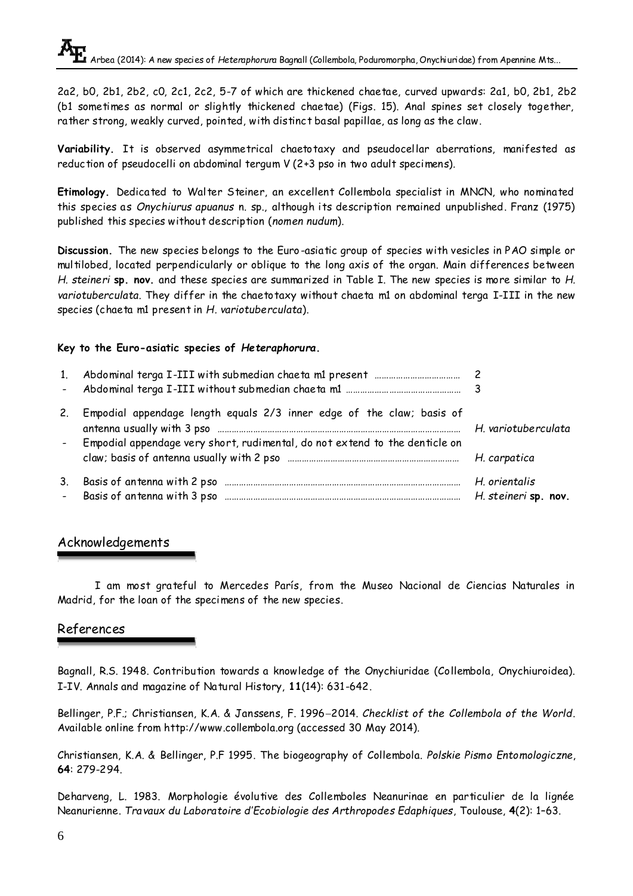2a2, b0, 2b1, 2b2, c0, 2c1, 2c2, 5-7 of which are thickened chaetae, curved upwards: 2a1, b0, 2b1, 2b2 (b1 sometimes as normal or slightly thickened chaetae) (Figs. 15). Anal spines set closely together, rather strong, weakly curved, pointed, with distinct basal papillae, as long as the claw.

**Variability.** It is observed asymmetrical chaetotaxy and pseudocellar aberrations, manifested as reduction of pseudocelli on abdominal tergum V (2+3 pso in two adult specimens).

**Etimology.** Dedicated to Walter Steiner, an excellent Collembola specialist in MNCN, who nominated this species as *Onychiurus apuanus* n. sp., although its description remained unpublished. Franz (1975) published this species without description (*nomen nudum*).

**Discussion.** The new species belongs to the Euro-asiatic group of species with vesicles in PAO simple or multilobed, located perpendicularly or oblique to the long axis of the organ. Main differences between *H. steineri* **sp. nov.** and these species are summarized in Table I. The new species is more similar to *H. variotuberculata*. They differ in the chaetotaxy without chaeta m1 on abdominal terga I-III in the new species (chaeta m1 present in *H. variotuberculata*).

**Key to the Euro-asiatic species of *Heteraphorura*.**

| | | |
|---|---|---|
| 1. | Abdominal terga I-III with submedian chaeta m1 present ………… | 2 |
| - | Abdominal terga I-III without submedian chaeta m1 ………… | 3 |
| 2. | Empodial appendage length equals 2/3 inner edge of the claw; basis of antenna usually with 3 pso ………… | *H. variotuberculata* |
| - | Empodial appendage very short, rudimental, do not extend to the denticle on claw; basis of antenna usually with 2 pso ………… | *H. carpatica* |
| 3. | Basis of antenna with 2 pso ………… | *H. orientalis* |
| - | Basis of antenna with 3 pso ………… | *H. steineri* **sp. nov.** |

## Acknowledgements

I am most grateful to Mercedes París, from the Museo Nacional de Ciencias Naturales in Madrid, for the loan of the specimens of the new species.

## References

Bagnall, R.S. 1948. Contribution towards a knowledge of the Onychiuridae (Collembola, Onychiuroidea). I-IV. Annals and magazine of Natural History, **11**(14): 631-642.

Bellinger, P.F.; Christiansen, K.A. & Janssens, F. 1996–2014. *Checklist of the Collembola of the World*. Available online from http://www.collembola.org (accessed 30 May 2014).

Christiansen, K.A. & Bellinger, P.F 1995. The biogeography of Collembola. *Polskie Pismo Entomologiczne*, **64**: 279-294.

Deharveng, L. 1983. Morphologie évolutive des Collemboles Neanurinae en particulier de la lignée Neanurienne. *Travaux du Laboratoire d'Ecobiologie des Arthropodes Edaphiques*, Toulouse, **4**(2): 1–63.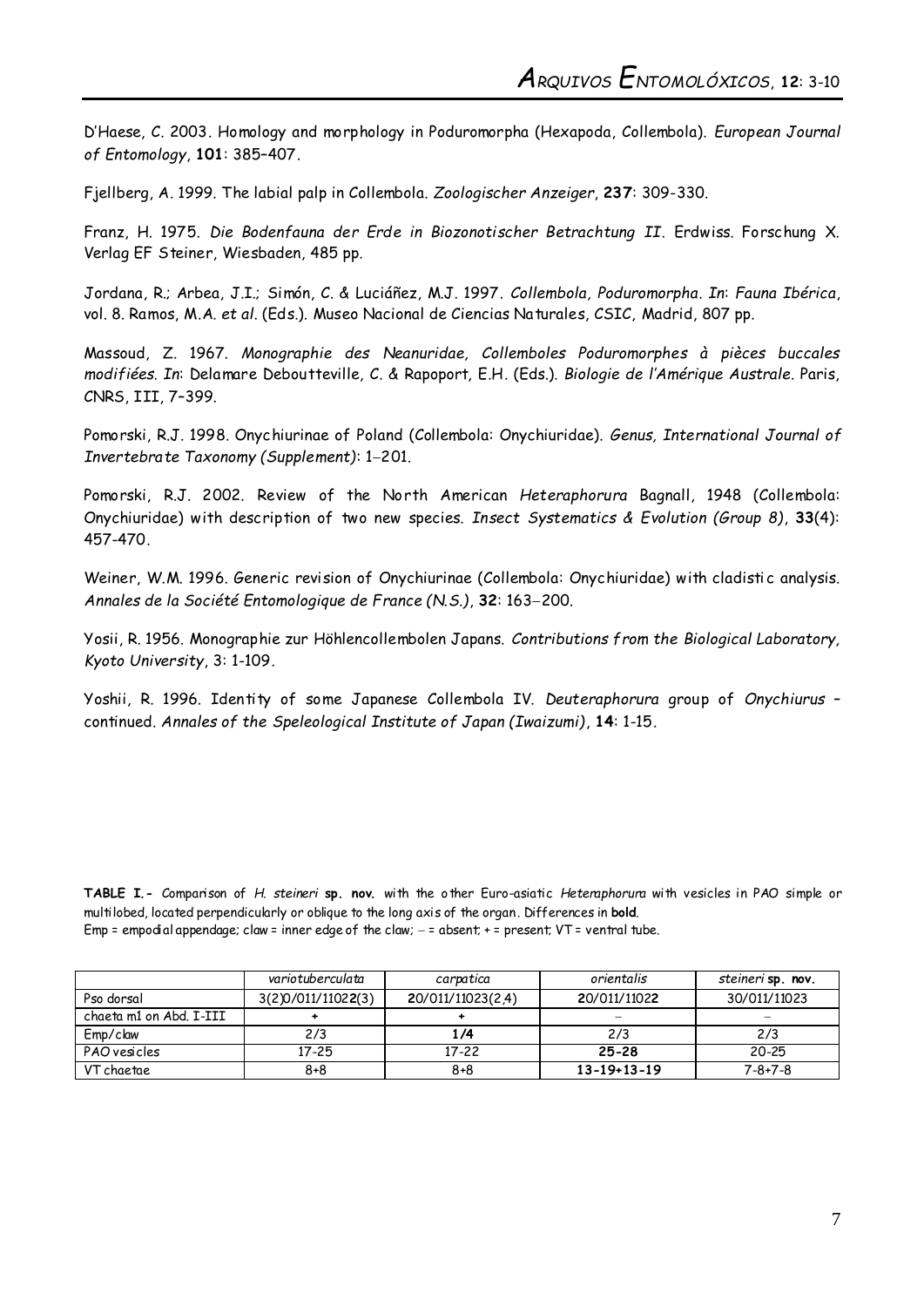D'Haese, C. 2003. Homology and morphology in Poduromorpha (Hexapoda, Collembola). *European Journal of Entomology*, **101**: 385–407.

Fjellberg, A. 1999. The labial palp in Collembola. *Zoologischer Anzeiger*, **237**: 309-330.

Franz, H. 1975. *Die Bodenfauna der Erde in Biozonotischer Betrachtung II*. Erdwiss. Forschung X. Verlag EF Steiner, Wiesbaden, 485 pp.

Jordana, R.; Arbea, J.I.; Simón, C. & Luciáñez, M.J. 1997. *Collembola, Poduromorpha*. *In*: *Fauna Ibérica*, vol. 8. Ramos, M.A. *et al*. (Eds.). Museo Nacional de Ciencias Naturales, CSIC, Madrid, 807 pp.

Massoud, Z. 1967. *Monographie des Neanuridae, Collemboles Poduromorphes à pièces buccales modifiées*. *In*: Delamare Deboutteville, C. & Rapoport, E.H. (Eds.). *Biologie de l'Amérique Australe*. Paris, CNRS, III, 7–399.

Pomorski, R.J. 1998. Onychiurinae of Poland (Collembola: Onychiuridae). *Genus, International Journal of Invertebrate Taxonomy (Supplement)*: 1–201.

Pomorski, R.J. 2002. Review of the North American *Heteraphorura* Bagnall, 1948 (Collembola: Onychiuridae) with description of two new species. *Insect Systematics & Evolution (Group 8)*, **33**(4): 457-470.

Weiner, W.M. 1996. Generic revision of Onychiurinae (Collembola: Onychiuridae) with cladistic analysis. *Annales de la Société Entomologique de France (N.S.)*, **32**: 163–200.

Yosii, R. 1956. Monographie zur Höhlencollembolen Japans. *Contributions from the Biological Laboratory, Kyoto University*, 3: 1-109.

Yoshii, R. 1996. Identity of some Japanese Collembola IV. *Deuteraphorura* group of *Onychiurus* – continued. *Annales of the Speleological Institute of Japan (Iwaizumi)*, **14**: 1-15.

**TABLE I.-** Comparison of *H. steineri* **sp. nov.** with the other Euro-asiatic *Heteraphorura* with vesicles in PAO simple or multilobed, located perpendicularly or oblique to the long axis of the organ. Differences in **bold**.
Emp = empodial appendage; claw = inner edge of the claw; – = absent; + = present; VT = ventral tube.

| | *variotuberculata* | *carpatica* | *orientalis* | *steineri* **sp. nov.** |
|---|---|---|---|---|
| Pso dorsal | 3(2)0/011/1102**2**(3) | **2**0/011/11023(2,4) | **2**0/011/1102**2** | 30/011/11023 |
| chaeta m1 on Abd. I-III | **+** | **+** | – | – |
| Emp/claw | 2/3 | **1/4** | 2/3 | 2/3 |
| PAO vesicles | 17-25 | 17-22 | **25-28** | 20-25 |
| VT chaetae | 8+8 | 8+8 | **13-19+13-19** | 7-8+7-8 |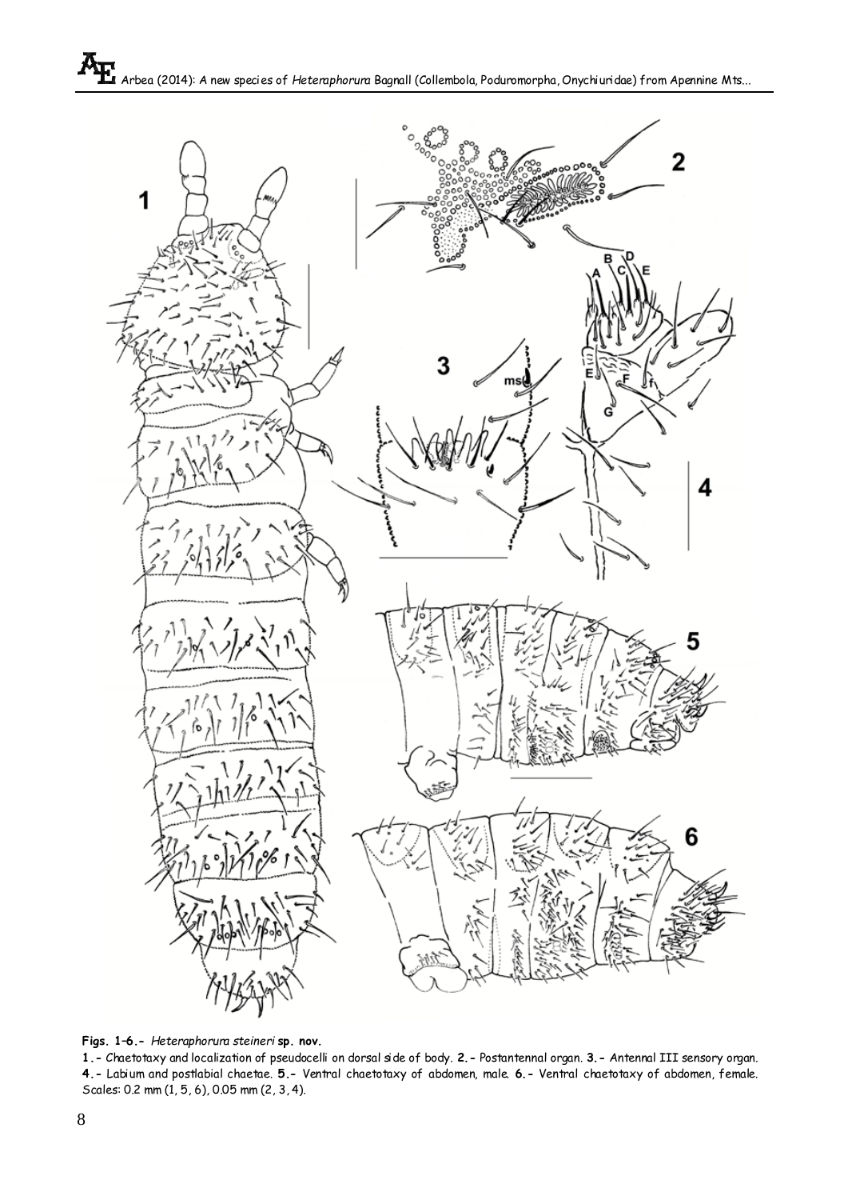**Figs. 1–6.-** *Heteraphorura steineri* **sp. nov.**

**1.-** Chaetotaxy and localization of pseudocelli on dorsal side of body. **2.-** Postantennal organ. **3.-** Antennal III sensory organ. **4.-** Labium and postlabial chaetae. **5.-** Ventral chaetotaxy of abdomen, male. **6.-** Ventral chaetotaxy of abdomen, female. Scales: 0.2 mm (1, 5, 6), 0.05 mm (2, 3, 4).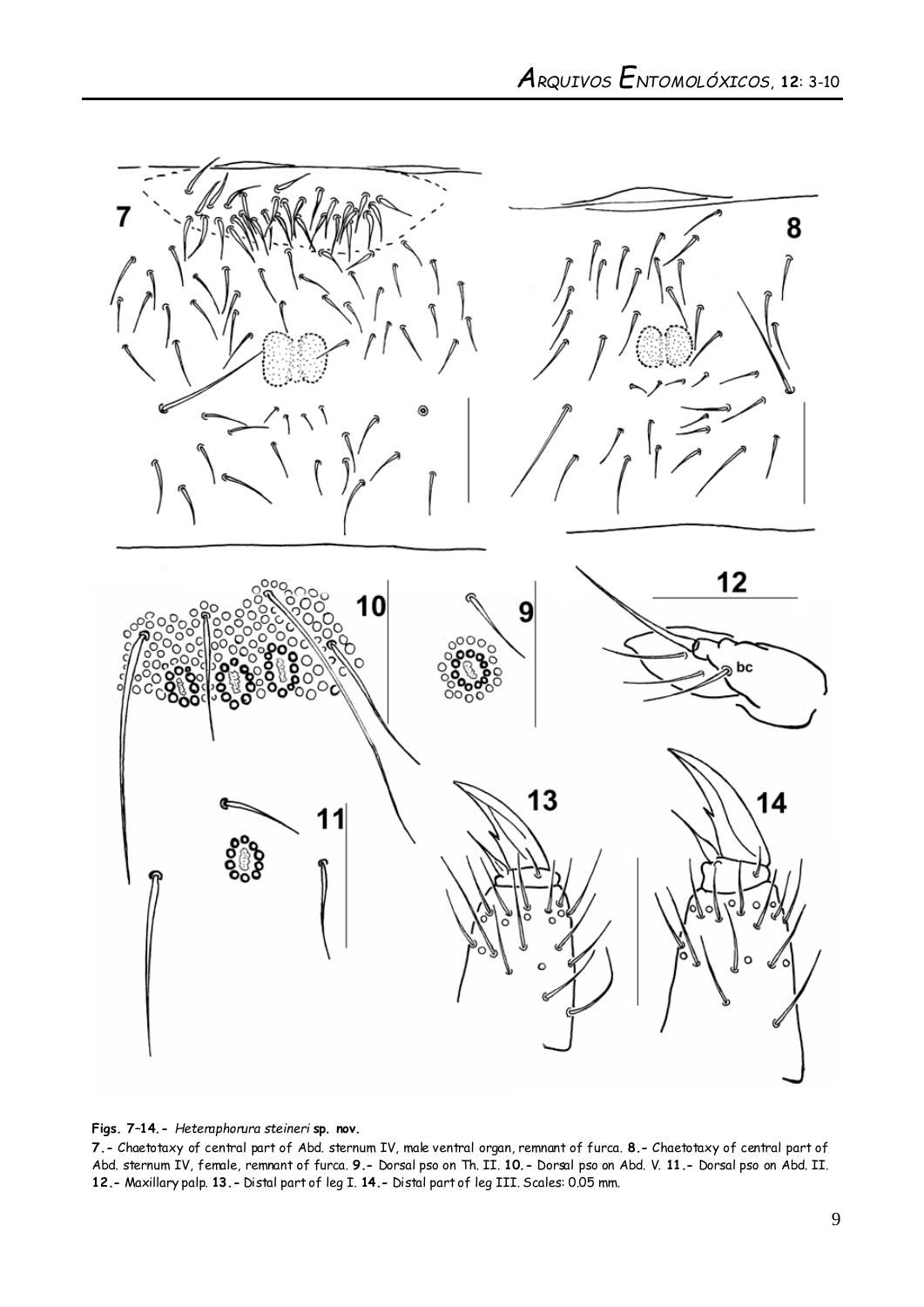**Figs. 7–14.-** *Heteraphorura steineri* **sp. nov.**

**7.-** Chaetotaxy of central part of Abd. sternum IV, male ventral organ, remnant of furca. **8.-** Chaetotaxy of central part of Abd. sternum IV, female, remnant of furca. **9.-** Dorsal pso on Th. II. **10.-** Dorsal pso on Abd. V. **11.-** Dorsal pso on Abd. II. **12.-** Maxillary palp. **13.-** Distal part of leg I. **14.-** Distal part of leg III. Scales: 0.05 mm.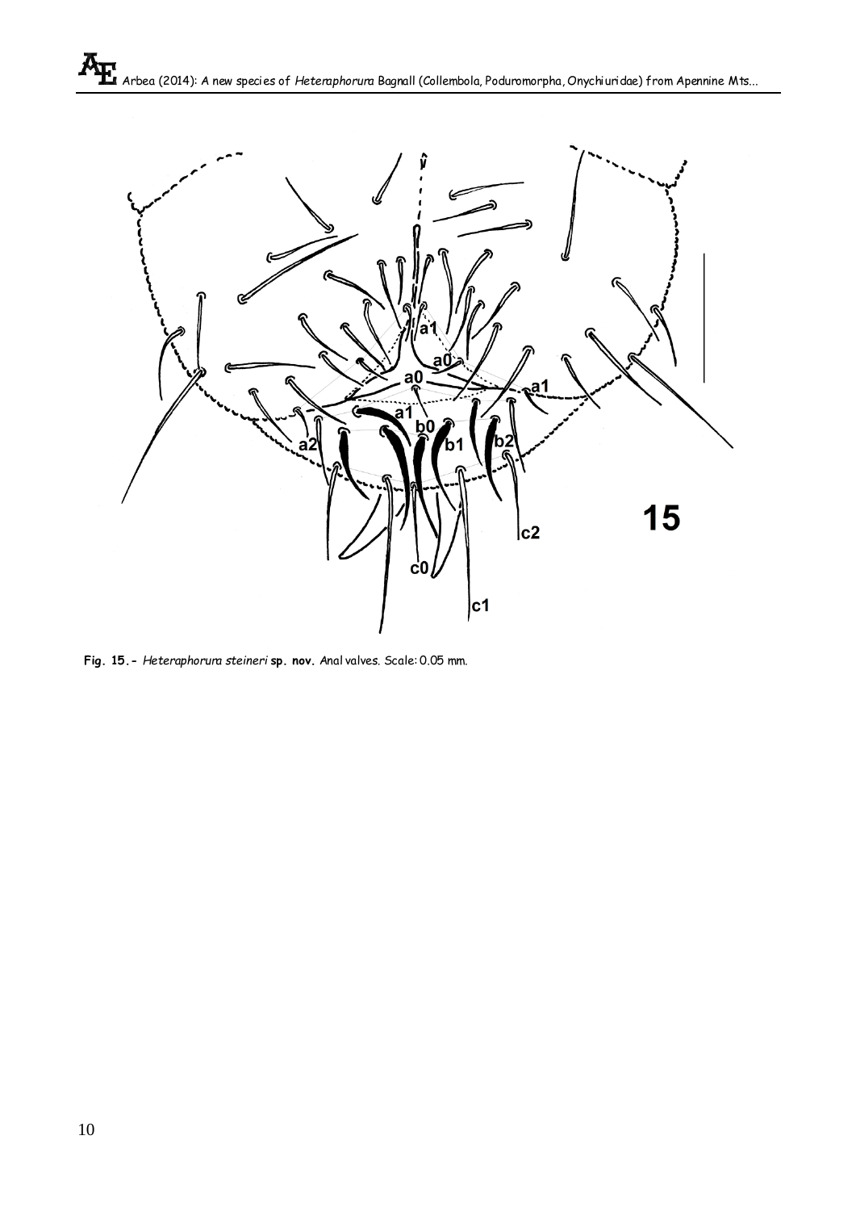a1

a0

a0

a1

a1

b0

a2

b1

b2

c2

15

c0

c1

**Fig. 15.-** *Heteraphorura steineri* **sp. nov.** Anal valves. Scale: 0.05 mm.